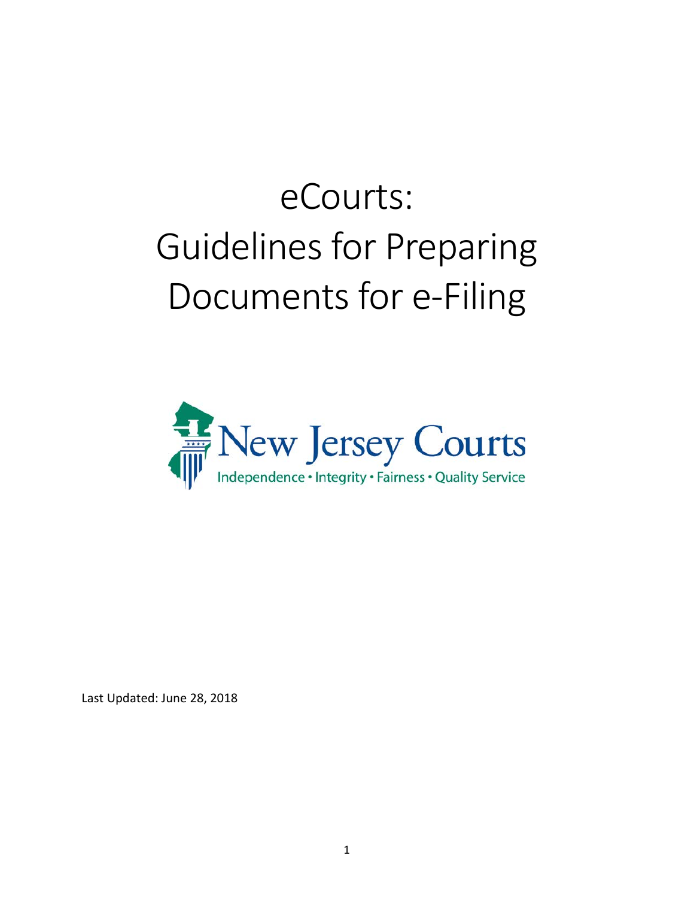# eCourts: Guidelines for Preparing Documents for e-Filing

New Jersey Courts

Independence • Integrity • Fairness • Quality Service

Last Updated: June 28, 2018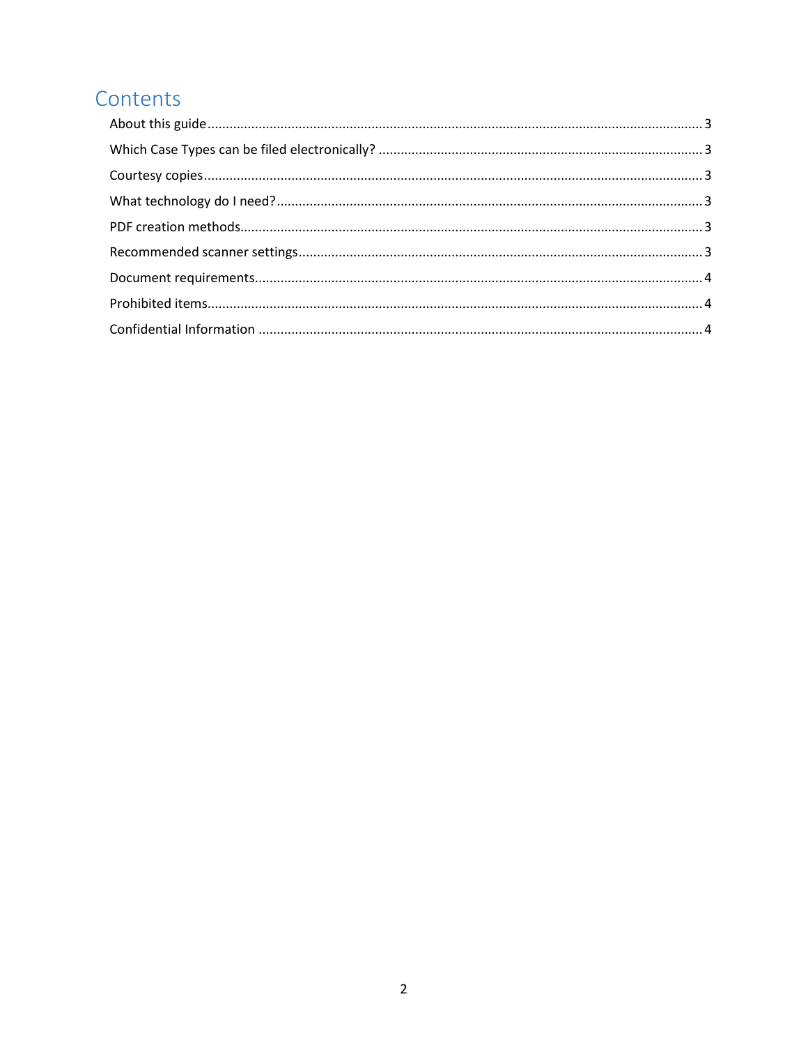# Contents

About this guide ........................................................................................................................................ 3

Which Case Types can be filed electronically? ......................................................................................... 3

Courtesy copies ........................................................................................................................................ 3

What technology do I need? ..................................................................................................................... 3

PDF creation methods .............................................................................................................................. 3

Recommended scanner settings .............................................................................................................. 3

Document requirements .......................................................................................................................... 4

Prohibited items ....................................................................................................................................... 4

Confidential Information .......................................................................................................................... 4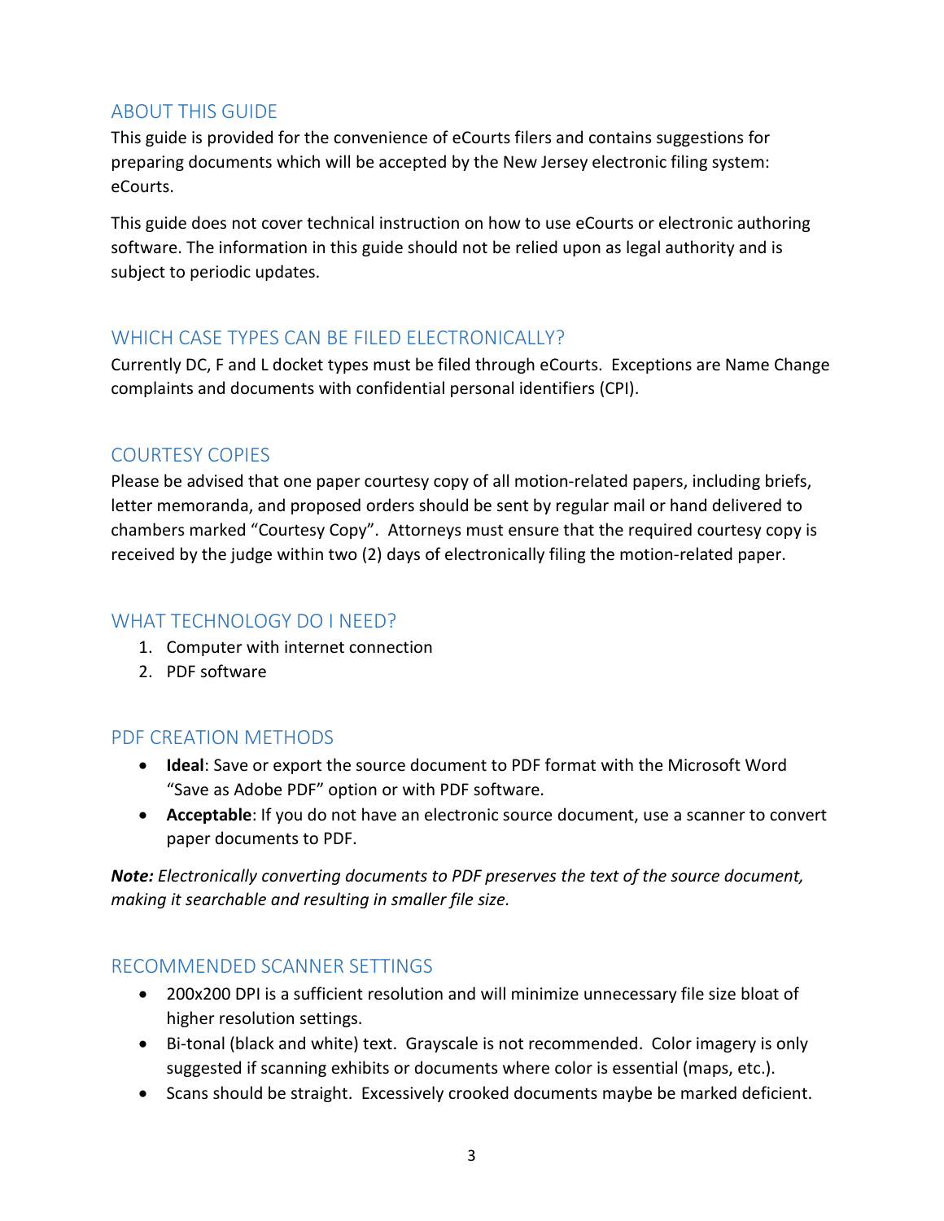## ABOUT THIS GUIDE

This guide is provided for the convenience of eCourts filers and contains suggestions for preparing documents which will be accepted by the New Jersey electronic filing system: eCourts.

This guide does not cover technical instruction on how to use eCourts or electronic authoring software. The information in this guide should not be relied upon as legal authority and is subject to periodic updates.

## WHICH CASE TYPES CAN BE FILED ELECTRONICALLY?

Currently DC, F and L docket types must be filed through eCourts. Exceptions are Name Change complaints and documents with confidential personal identifiers (CPI).

## COURTESY COPIES

Please be advised that one paper courtesy copy of all motion-related papers, including briefs, letter memoranda, and proposed orders should be sent by regular mail or hand delivered to chambers marked "Courtesy Copy". Attorneys must ensure that the required courtesy copy is received by the judge within two (2) days of electronically filing the motion-related paper.

## WHAT TECHNOLOGY DO I NEED?

1. Computer with internet connection
2. PDF software

## PDF CREATION METHODS

- **Ideal**: Save or export the source document to PDF format with the Microsoft Word "Save as Adobe PDF" option or with PDF software.
- **Acceptable**: If you do not have an electronic source document, use a scanner to convert paper documents to PDF.

***Note:*** *Electronically converting documents to PDF preserves the text of the source document, making it searchable and resulting in smaller file size.*

## RECOMMENDED SCANNER SETTINGS

- 200x200 DPI is a sufficient resolution and will minimize unnecessary file size bloat of higher resolution settings.
- Bi-tonal (black and white) text. Grayscale is not recommended. Color imagery is only suggested if scanning exhibits or documents where color is essential (maps, etc.).
- Scans should be straight. Excessively crooked documents maybe be marked deficient.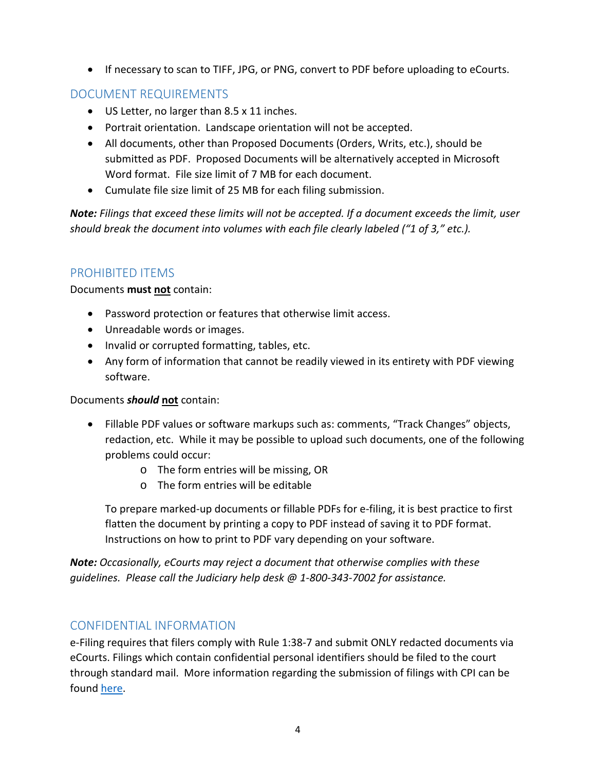- If necessary to scan to TIFF, JPG, or PNG, convert to PDF before uploading to eCourts.

## DOCUMENT REQUIREMENTS

- US Letter, no larger than 8.5 x 11 inches.
- Portrait orientation. Landscape orientation will not be accepted.
- All documents, other than Proposed Documents (Orders, Writs, etc.), should be submitted as PDF. Proposed Documents will be alternatively accepted in Microsoft Word format. File size limit of 7 MB for each document.
- Cumulate file size limit of 25 MB for each filing submission.

***Note:*** *Filings that exceed these limits will not be accepted. If a document exceeds the limit, user should break the document into volumes with each file clearly labeled ("1 of 3," etc.).*

## PROHIBITED ITEMS

Documents **must** <u>**not**</u> contain:

- Password protection or features that otherwise limit access.
- Unreadable words or images.
- Invalid or corrupted formatting, tables, etc.
- Any form of information that cannot be readily viewed in its entirety with PDF viewing software.

Documents ***should*** <u>**not**</u> contain:

- Fillable PDF values or software markups such as: comments, "Track Changes" objects, redaction, etc. While it may be possible to upload such documents, one of the following problems could occur:
    - The form entries will be missing, OR
    - The form entries will be editable

  To prepare marked-up documents or fillable PDFs for e-filing, it is best practice to first flatten the document by printing a copy to PDF instead of saving it to PDF format. Instructions on how to print to PDF vary depending on your software.

***Note:*** *Occasionally, eCourts may reject a document that otherwise complies with these guidelines. Please call the Judiciary help desk @ 1-800-343-7002 for assistance.*

## CONFIDENTIAL INFORMATION

e-Filing requires that filers comply with Rule 1:38-7 and submit ONLY redacted documents via eCourts. Filings which contain confidential personal identifiers should be filed to the court through standard mail. More information regarding the submission of filings with CPI can be found here.